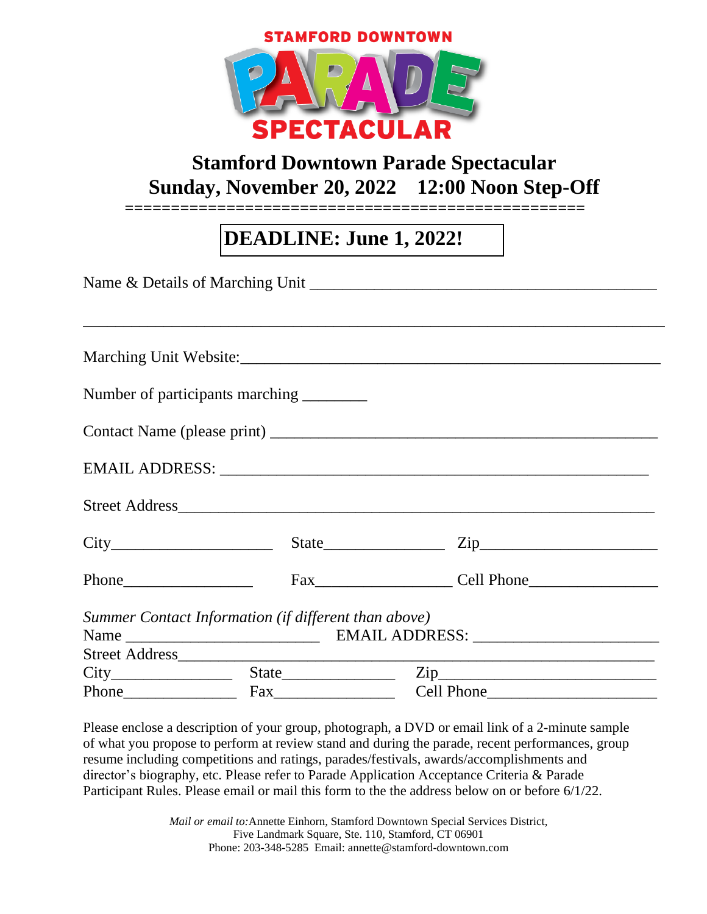STAMFORD DOWNTOWN PARADE SPECTACULAR

# Stamford Downtown Parade Spectacular

## Sunday, November 20, 2022 12:00 Noon Step-Off

==================================================

**DEADLINE: June 1, 2022!**

Name & Details of Marching Unit ________________________________________

_______________________________________________________________

Marching Unit Website:_______________________________________________

Number of participants marching ________

Contact Name (please print) ____________________________________________

EMAIL ADDRESS: ______________________________________________

Street Address_________________________________________________

City____________________ State_______________ Zip_____________________

Phone________________ Fax_________________ Cell Phone________________

*Summer Contact Information (if different than above)*

Name _______________________ EMAIL ADDRESS: ______________________

Street Address_________________________________________________

City_______________ State______________ Zip__________________________

Phone______________ Fax_______________ Cell Phone_____________________

Please enclose a description of your group, photograph, a DVD or email link of a 2-minute sample of what you propose to perform at review stand and during the parade, recent performances, group resume including competitions and ratings, parades/festivals, awards/accomplishments and director's biography, etc. Please refer to Parade Application Acceptance Criteria & Parade Participant Rules. Please email or mail this form to the the address below on or before 6/1/22.

*Mail or email to:* Annette Einhorn, Stamford Downtown Special Services District,
Five Landmark Square, Ste. 110, Stamford, CT 06901
Phone: 203-348-5285 Email: annette@stamford-downtown.com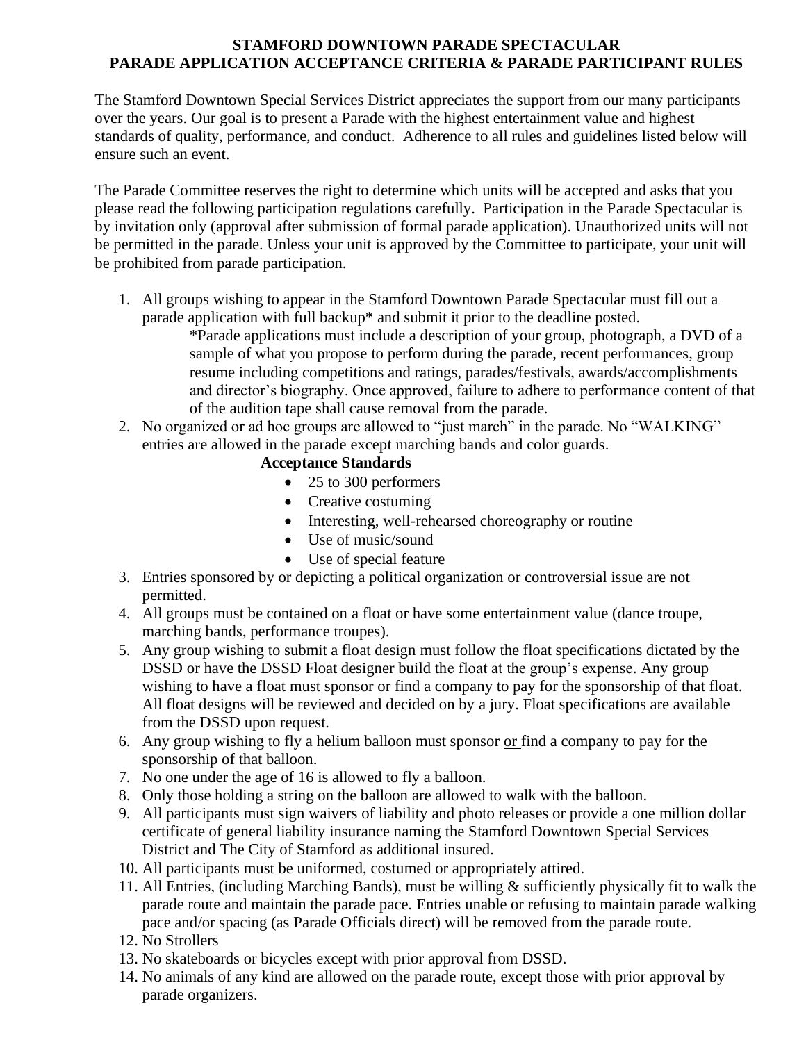**STAMFORD DOWNTOWN PARADE SPECTACULAR**
**PARADE APPLICATION ACCEPTANCE CRITERIA & PARADE PARTICIPANT RULES**

The Stamford Downtown Special Services District appreciates the support from our many participants over the years. Our goal is to present a Parade with the highest entertainment value and highest standards of quality, performance, and conduct. Adherence to all rules and guidelines listed below will ensure such an event.

The Parade Committee reserves the right to determine which units will be accepted and asks that you please read the following participation regulations carefully. Participation in the Parade Spectacular is by invitation only (approval after submission of formal parade application). Unauthorized units will not be permitted in the parade. Unless your unit is approved by the Committee to participate, your unit will be prohibited from parade participation.

1. All groups wishing to appear in the Stamford Downtown Parade Spectacular must fill out a parade application with full backup* and submit it prior to the deadline posted.

   *Parade applications must include a description of your group, photograph, a DVD of a sample of what you propose to perform during the parade, recent performances, group resume including competitions and ratings, parades/festivals, awards/accomplishments and director's biography. Once approved, failure to adhere to performance content of that of the audition tape shall cause removal from the parade.
2. No organized or ad hoc groups are allowed to "just march" in the parade. No "WALKING" entries are allowed in the parade except marching bands and color guards.

   **Acceptance Standards**
   - 25 to 300 performers
   - Creative costuming
   - Interesting, well-rehearsed choreography or routine
   - Use of music/sound
   - Use of special feature
3. Entries sponsored by or depicting a political organization or controversial issue are not permitted.
4. All groups must be contained on a float or have some entertainment value (dance troupe, marching bands, performance troupes).
5. Any group wishing to submit a float design must follow the float specifications dictated by the DSSD or have the DSSD Float designer build the float at the group's expense. Any group wishing to have a float must sponsor or find a company to pay for the sponsorship of that float. All float designs will be reviewed and decided on by a jury. Float specifications are available from the DSSD upon request.
6. Any group wishing to fly a helium balloon must sponsor or find a company to pay for the sponsorship of that balloon.
7. No one under the age of 16 is allowed to fly a balloon.
8. Only those holding a string on the balloon are allowed to walk with the balloon.
9. All participants must sign waivers of liability and photo releases or provide a one million dollar certificate of general liability insurance naming the Stamford Downtown Special Services District and The City of Stamford as additional insured.
10. All participants must be uniformed, costumed or appropriately attired.
11. All Entries, (including Marching Bands), must be willing & sufficiently physically fit to walk the parade route and maintain the parade pace. Entries unable or refusing to maintain parade walking pace and/or spacing (as Parade Officials direct) will be removed from the parade route.
12. No Strollers
13. No skateboards or bicycles except with prior approval from DSSD.
14. No animals of any kind are allowed on the parade route, except those with prior approval by parade organizers.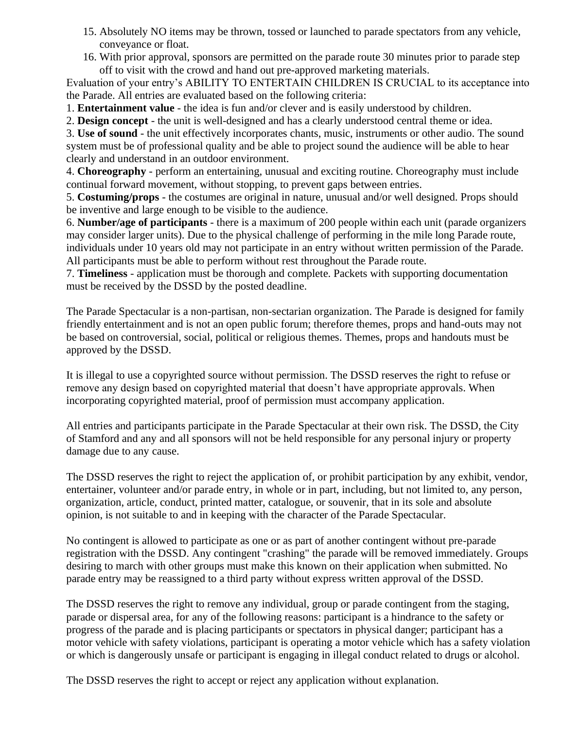15. Absolutely NO items may be thrown, tossed or launched to parade spectators from any vehicle, conveyance or float.
16. With prior approval, sponsors are permitted on the parade route 30 minutes prior to parade step off to visit with the crowd and hand out pre-approved marketing materials.

Evaluation of your entry's ABILITY TO ENTERTAIN CHILDREN IS CRUCIAL to its acceptance into the Parade. All entries are evaluated based on the following criteria:

1. **Entertainment value** - the idea is fun and/or clever and is easily understood by children.
2. **Design concept** - the unit is well-designed and has a clearly understood central theme or idea.
3. **Use of sound** - the unit effectively incorporates chants, music, instruments or other audio. The sound system must be of professional quality and be able to project sound the audience will be able to hear clearly and understand in an outdoor environment.
4. **Choreography** - perform an entertaining, unusual and exciting routine. Choreography must include continual forward movement, without stopping, to prevent gaps between entries.
5. **Costuming/props** - the costumes are original in nature, unusual and/or well designed. Props should be inventive and large enough to be visible to the audience.
6. **Number/age of participants** - there is a maximum of 200 people within each unit (parade organizers may consider larger units). Due to the physical challenge of performing in the mile long Parade route, individuals under 10 years old may not participate in an entry without written permission of the Parade. All participants must be able to perform without rest throughout the Parade route.
7. **Timeliness** - application must be thorough and complete. Packets with supporting documentation must be received by the DSSD by the posted deadline.

The Parade Spectacular is a non-partisan, non-sectarian organization. The Parade is designed for family friendly entertainment and is not an open public forum; therefore themes, props and hand-outs may not be based on controversial, social, political or religious themes. Themes, props and handouts must be approved by the DSSD.

It is illegal to use a copyrighted source without permission. The DSSD reserves the right to refuse or remove any design based on copyrighted material that doesn't have appropriate approvals. When incorporating copyrighted material, proof of permission must accompany application.

All entries and participants participate in the Parade Spectacular at their own risk. The DSSD, the City of Stamford and any and all sponsors will not be held responsible for any personal injury or property damage due to any cause.

The DSSD reserves the right to reject the application of, or prohibit participation by any exhibit, vendor, entertainer, volunteer and/or parade entry, in whole or in part, including, but not limited to, any person, organization, article, conduct, printed matter, catalogue, or souvenir, that in its sole and absolute opinion, is not suitable to and in keeping with the character of the Parade Spectacular.

No contingent is allowed to participate as one or as part of another contingent without pre-parade registration with the DSSD. Any contingent "crashing" the parade will be removed immediately. Groups desiring to march with other groups must make this known on their application when submitted. No parade entry may be reassigned to a third party without express written approval of the DSSD.

The DSSD reserves the right to remove any individual, group or parade contingent from the staging, parade or dispersal area, for any of the following reasons: participant is a hindrance to the safety or progress of the parade and is placing participants or spectators in physical danger; participant has a motor vehicle with safety violations, participant is operating a motor vehicle which has a safety violation or which is dangerously unsafe or participant is engaging in illegal conduct related to drugs or alcohol.

The DSSD reserves the right to accept or reject any application without explanation.